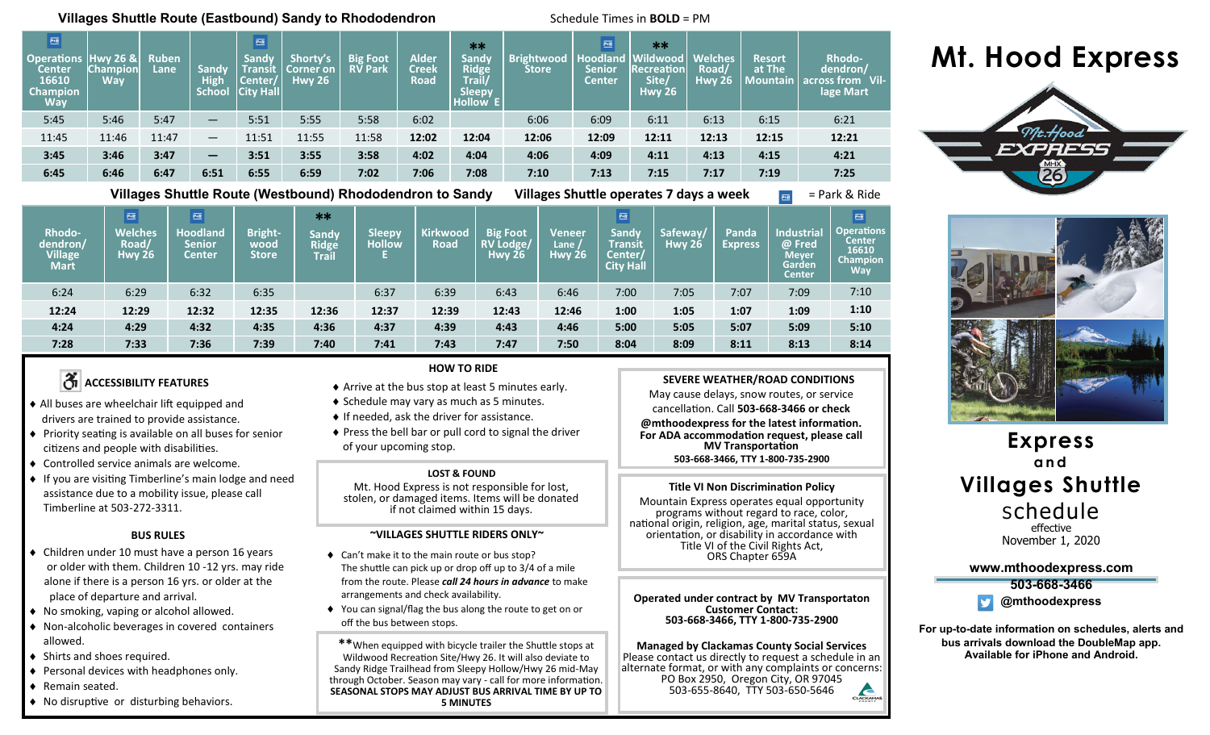## Villages Shuttle Route (Eastbound) Sandy to Rhododendron

Schedule Times in **BOLD** = PM

| Operations Center 16610 Champion Way (P&R) | Hwy 26 & Champion Way | Ruben Lane | Sandy High School | Sandy Transit Center/ City Hall (P&R) | Shorty's Corner on Hwy 26 | Big Foot RV Park | Alder Creek Road | ** Sandy Ridge Trail/ Sleepy Hollow E | Brightwood Store | Hoodland Senior Center (P&R) | ** Wildwood Recreation Site/ Hwy 26 | Welches Road/ Hwy 26 | Resort at The Mountain | Rhododendron/ across from Village Mart |
|---|---|---|---|---|---|---|---|---|---|---|---|---|---|---|
| 5:45 | 5:46 | 5:47 | — | 5:51 | 5:55 | 5:58 | 6:02 | | 6:06 | 6:09 | 6:11 | 6:13 | 6:15 | 6:21 |
| 11:45 | 11:46 | 11:47 | — | 11:51 | 11:55 | 11:58 | **12:02** | **12:04** | **12:06** | **12:09** | **12:11** | **12:13** | **12:15** | **12:21** |
| **3:45** | **3:46** | **3:47** | — | **3:51** | **3:55** | **3:58** | **4:02** | **4:04** | **4:06** | **4:09** | **4:11** | **4:13** | **4:15** | **4:21** |
| **6:45** | **6:46** | **6:47** | **6:51** | **6:55** | **6:59** | **7:02** | **7:06** | **7:08** | **7:10** | **7:13** | **7:15** | **7:17** | **7:19** | **7:25** |

## Villages Shuttle Route (Westbound) Rhododendron to Sandy

Villages Shuttle operates 7 days a week

P&R = Park & Ride

| Rhododendron/ Village Mart | Welches Road/ Hwy 26 (P&R) | Hoodland Senior Center (P&R) | Brightwood Store | ** Sandy Ridge Trail | Sleepy Hollow E | Kirkwood Road | Big Foot RV Lodge/ Hwy 26 | Veneer Lane / Hwy 26 | Sandy Transit Center/ City Hall (P&R) | Safeway/ Hwy 26 | Panda Express | Industrial @ Fred Meyer Garden Center | Operations Center 16610 Champion Way (P&R) |
|---|---|---|---|---|---|---|---|---|---|---|---|---|---|
| 6:24 | 6:29 | 6:32 | 6:35 | | 6:37 | 6:39 | 6:43 | 6:46 | 7:00 | 7:05 | 7:07 | 7:09 | 7:10 |
| **12:24** | **12:29** | **12:32** | **12:35** | **12:36** | **12:37** | **12:39** | **12:43** | **12:46** | **1:00** | **1:05** | **1:07** | **1:09** | **1:10** |
| **4:24** | **4:29** | **4:32** | **4:35** | **4:36** | **4:37** | **4:39** | **4:43** | **4:46** | **5:00** | **5:05** | **5:07** | **5:09** | **5:10** |
| **7:28** | **7:33** | **7:36** | **7:39** | **7:40** | **7:41** | **7:43** | **7:47** | **7:50** | **8:04** | **8:09** | **8:11** | **8:13** | **8:14** |

### ACCESSIBILITY FEATURES

- All buses are wheelchair lift equipped and drivers are trained to provide assistance.
- Priority seating is available on all buses for senior citizens and people with disabilities.
- Controlled service animals are welcome.
- If you are visiting Timberline's main lodge and need assistance due to a mobility issue, please call Timberline at 503-272-3311.

### BUS RULES

- Children under 10 must have a person 16 years or older with them. Children 10 -12 yrs. may ride alone if there is a person 16 yrs. or older at the place of departure and arrival.
- No smoking, vaping or alcohol allowed.
- Non-alcoholic beverages in covered containers allowed.
- Shirts and shoes required.
- Personal devices with headphones only.
- Remain seated.
- No disruptive or disturbing behaviors.

### HOW TO RIDE

- Arrive at the bus stop at least 5 minutes early.
- Schedule may vary as much as 5 minutes.
- If needed, ask the driver for assistance.
- Press the bell bar or pull cord to signal the driver of your upcoming stop.

### LOST & FOUND

Mt. Hood Express is not responsible for lost, stolen, or damaged items. Items will be donated if not claimed within 15 days.

### ~VILLAGES SHUTTLE RIDERS ONLY~

- Can't make it to the main route or bus stop? The shuttle can pick up or drop off up to 3/4 of a mile from the route. Please ***call 24 hours in advance*** to make arrangements and check availability.
- You can signal/flag the bus along the route to get on or off the bus between stops.

**When equipped with bicycle trailer the Shuttle stops at Wildwood Recreation Site/Hwy 26. It will also deviate to Sandy Ridge Trailhead from Sleepy Hollow/Hwy 26 mid-May through October. Season may vary - call for more information. **SEASONAL STOPS MAY ADJUST BUS ARRIVAL TIME BY UP TO 5 MINUTES**

### SEVERE WEATHER/ROAD CONDITIONS

May cause delays, snow routes, or service cancellation. Call **503-668-3466 or check @mthoodexpress for the latest information.**
**For ADA accommodation request, please call MV Transportation**
**503-668-3466, TTY 1-800-735-2900**

### Title VI Non Discrimination Policy

Mountain Express operates equal opportunity programs without regard to race, color, national origin, religion, age, marital status, sexual orientation, or disability in accordance with Title VI of the Civil Rights Act, ORS Chapter 659A

**Operated under contract by MV Transportaton**
**Customer Contact:**
**503-668-3466, TTY 1-800-735-2900**

**Managed by Clackamas County Social Services**
Please contact us directly to request a schedule in an alternate format, or with any complaints or concerns:
PO Box 2950, Oregon City, OR 97045
503-655-8640, TTY 503-650-5646

# Mt. Hood Express

## Express and Villages Shuttle schedule

effective
November 1, 2020

**www.mthoodexpress.com**
**503-668-3466**
**@mthoodexpress**

**For up-to-date information on schedules, alerts and bus arrivals download the DoubleMap app. Available for iPhone and Android.**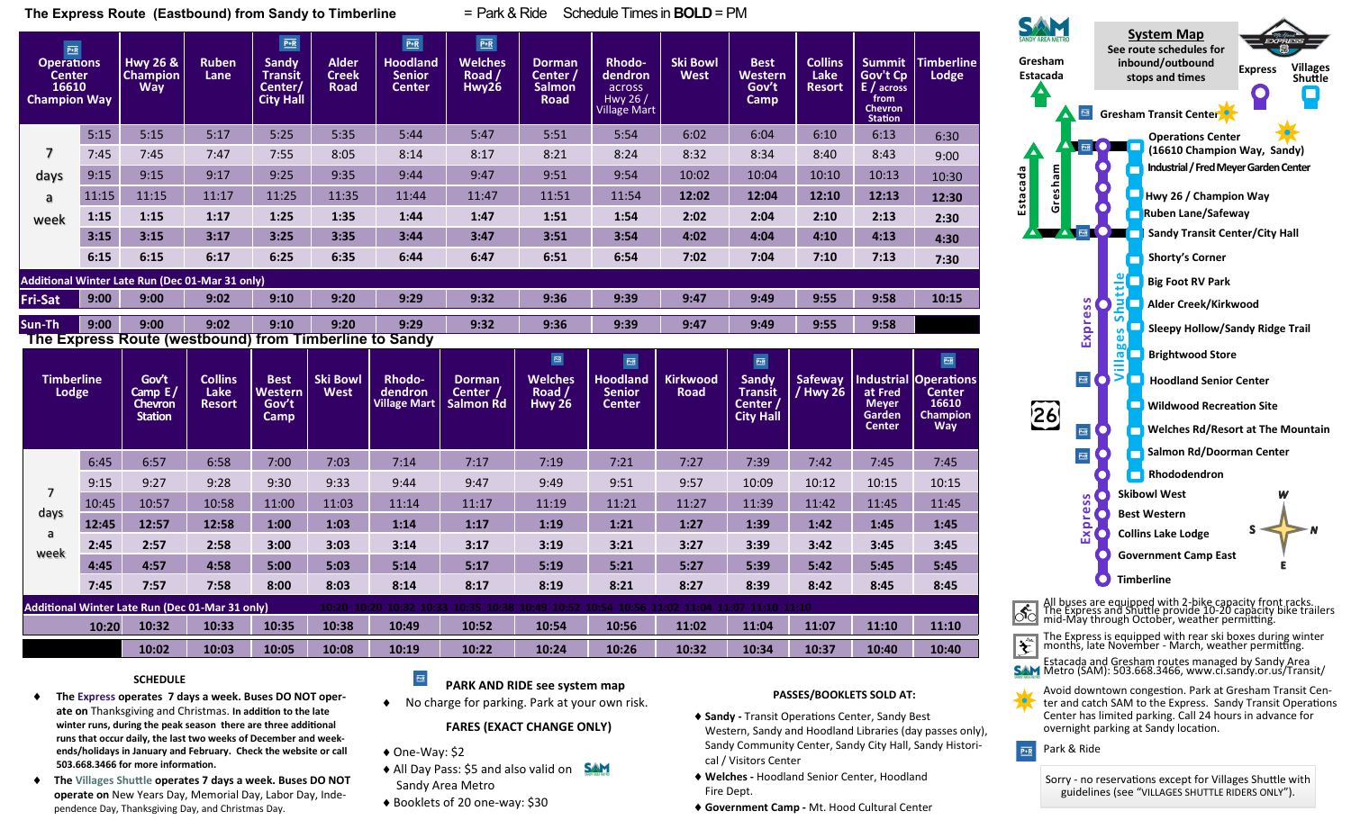# The Express Route (Eastbound) from Sandy to Timberline

= Park & Ride    Schedule Times in **BOLD** = PM

| | Operations Center 16610 Champion Way | Hwy 26 & Champion Way | Ruben Lane | Sandy Transit Center/ City Hall | Alder Creek Road | Hoodland Senior Center | Welches Road / Hwy26 | Dorman Center / Salmon Road | Rhododendron across Hwy 26 / Village Mart | Ski Bowl West | Best Western Gov't Camp | Collins Lake Resort | Summit Gov't Cp E / across from Chevron Station | Timberline Lodge |
|---|---|---|---|---|---|---|---|---|---|---|---|---|---|---|
| 7 days a week | 5:15 | 5:15 | 5:17 | 5:25 | 5:35 | 5:44 | 5:47 | 5:51 | 5:54 | 6:02 | 6:04 | 6:10 | 6:13 | 6:30 |
| | 7:45 | 7:45 | 7:47 | 7:55 | 8:05 | 8:14 | 8:17 | 8:21 | 8:24 | 8:32 | 8:34 | 8:40 | 8:43 | 9:00 |
| | 9:15 | 9:15 | 9:17 | 9:25 | 9:35 | 9:44 | 9:47 | 9:51 | 9:54 | 10:02 | 10:04 | 10:10 | 10:13 | 10:30 |
| | 11:15 | 11:15 | 11:17 | 11:25 | 11:35 | 11:44 | 11:47 | 11:51 | 11:54 | **12:02** | **12:04** | **12:10** | **12:13** | **12:30** |
| | **1:15** | **1:15** | **1:17** | **1:25** | **1:35** | **1:44** | **1:47** | **1:51** | **1:54** | **2:02** | **2:04** | **2:10** | **2:13** | **2:30** |
| | **3:15** | **3:15** | **3:17** | **3:25** | **3:35** | **3:44** | **3:47** | **3:51** | **3:54** | **4:02** | **4:04** | **4:10** | **4:13** | **4:30** |
| | **6:15** | **6:15** | **6:17** | **6:25** | **6:35** | **6:44** | **6:47** | **6:51** | **6:54** | **7:02** | **7:04** | **7:10** | **7:13** | **7:30** |
| Additional Winter Late Run (Dec 01-Mar 31 only) | | | | | | | | | | | | | | |
| Fri-Sat | **9:00** | **9:00** | **9:02** | **9:10** | **9:20** | **9:29** | **9:32** | **9:36** | **9:39** | **9:47** | **9:49** | **9:55** | **9:58** | **10:15** |
| Sun-Th | **9:00** | **9:00** | **9:02** | **9:10** | **9:20** | **9:29** | **9:32** | **9:36** | **9:39** | **9:47** | **9:49** | **9:55** | **9:58** | |

# The Express Route (westbound) from Timberline to Sandy

| | Timberline Lodge | Gov't Camp E / Chevron Station | Collins Lake Resort | Best Western Gov't Camp | Ski Bowl West | Rhododendron Village Mart | Dorman Center / Salmon Rd | Welches Road / Hwy 26 | Hoodland Senior Center | Kirkwood Road | Sandy Transit Center / City Hall | Safeway / Hwy 26 | Industrial at Fred Meyer Garden Center | Operations Center 16610 Champion Way |
|---|---|---|---|---|---|---|---|---|---|---|---|---|---|---|
| 7 days a week | 6:45 | 6:57 | 6:58 | 7:00 | 7:03 | 7:14 | 7:17 | 7:19 | 7:21 | 7:27 | 7:39 | 7:42 | 7:45 | 7:45 |
| | 9:15 | 9:27 | 9:28 | 9:30 | 9:33 | 9:44 | 9:47 | 9:49 | 9:51 | 9:57 | 10:09 | 10:12 | 10:15 | 10:15 |
| | 10:45 | 10:57 | 10:58 | 11:00 | 11:03 | 11:14 | 11:17 | 11:19 | 11:21 | 11:27 | 11:39 | 11:42 | 11:45 | 11:45 |
| | **12:45** | **12:57** | **12:58** | **1:00** | **1:03** | **1:14** | **1:17** | **1:19** | **1:21** | **1:27** | **1:39** | **1:42** | **1:45** | **1:45** |
| | **2:45** | **2:57** | **2:58** | **3:00** | **3:03** | **3:14** | **3:17** | **3:19** | **3:21** | **3:27** | **3:39** | **3:42** | **3:45** | **3:45** |
| | **4:45** | **4:57** | **4:58** | **5:00** | **5:03** | **5:14** | **5:17** | **5:19** | **5:21** | **5:27** | **5:39** | **5:42** | **5:45** | **5:45** |
| | **7:45** | **7:57** | **7:58** | **8:00** | **8:03** | **8:14** | **8:17** | **8:19** | **8:21** | **8:27** | **8:39** | **8:42** | **8:45** | **8:45** |
| Additional Winter Late Run (Dec 01-Mar 31 only) | | | | | | | | | | | | | | |
| | **10:20** | **10:32** | **10:33** | **10:35** | **10:38** | **10:49** | **10:52** | **10:54** | **10:56** | **11:02** | **11:04** | **11:07** | **11:10** | **11:10** |
| | | **10:02** | **10:03** | **10:05** | **10:08** | **10:19** | **10:22** | **10:24** | **10:26** | **10:32** | **10:34** | **10:37** | **10:40** | **10:40** |

## System Map

See route schedules for inbound/outbound stops and times

Gresham / Estacada — Express — Villages Shuttle

- Gresham Transit Center
- Operations Center (16610 Champion Way, Sandy)
- Industrial / Fred Meyer Garden Center
- Hwy 26 / Champion Way
- Ruben Lane/Safeway
- Sandy Transit Center/City Hall
- Shorty's Corner
- Big Foot RV Park
- Alder Creek/Kirkwood
- Sleepy Hollow/Sandy Ridge Trail
- Brightwood Store
- Hoodland Senior Center
- Wildwood Recreation Site
- Welches Rd/Resort at The Mountain
- Salmon Rd/Doorman Center
- Rhododendron
- Skibowl West
- Best Western
- Collins Lake Lodge
- Government Camp East
- Timberline

All buses are equipped with 2-bike capacity front racks. The Express and Shuttle provide 10-20 capacity bike trailers mid-May through October, weather permitting.

The Express is equipped with rear ski boxes during winter months, late November - March, weather permitting.

Estacada and Gresham routes managed by Sandy Area Metro (SAM): 503.668.3466, www.ci.sandy.or.us/Transit/

Avoid downtown congestion. Park at Gresham Transit Center and catch SAM to the Express. Sandy Transit Operations Center has limited parking. Call 24 hours in advance for overnight parking at Sandy location.

Park & Ride

Sorry - no reservations except for Villages Shuttle with guidelines (see "VILLAGES SHUTTLE RIDERS ONLY").

### SCHEDULE

- **The Express operates 7 days a week. Buses DO NOT operate on** Thanksgiving and Christmas. **In addition to the late winter runs, during the peak season there are three additional runs that occur daily, the last two weeks of December and weekends/holidays in January and February. Check the website or call 503.668.3466 for more information.**
- **The Villages Shuttle operates 7 days a week. Buses DO NOT operate on** New Years Day, Memorial Day, Labor Day, Independence Day, Thanksgiving Day, and Christmas Day.

### PARK AND RIDE see system map

- No charge for parking. Park at your own risk.

### FARES (EXACT CHANGE ONLY)

- One-Way: $2
- All Day Pass: $5 and also valid on Sandy Area Metro
- Booklets of 20 one-way: $30

### PASSES/BOOKLETS SOLD AT:

- **Sandy -** Transit Operations Center, Sandy Best Western, Sandy and Hoodland Libraries (day passes only), Sandy Community Center, Sandy City Hall, Sandy Historical / Visitors Center
- **Welches -** Hoodland Senior Center, Hoodland Fire Dept.
- **Government Camp -** Mt. Hood Cultural Center